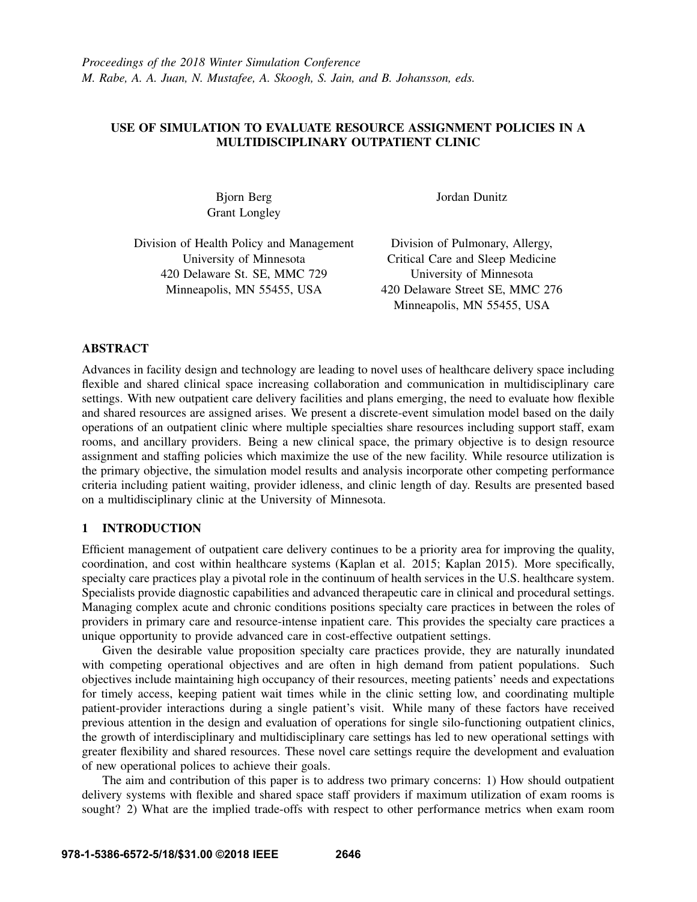*Proceedings of the 2018 Winter Simulation Conference*
*M. Rabe, A. A. Juan, N. Mustafee, A. Skoogh, S. Jain, and B. Johansson, eds.*

# USE OF SIMULATION TO EVALUATE RESOURCE ASSIGNMENT POLICIES IN A MULTIDISCIPLINARY OUTPATIENT CLINIC

Bjorn Berg
Grant Longley

Division of Health Policy and Management
University of Minnesota
420 Delaware St. SE, MMC 729
Minneapolis, MN 55455, USA

Jordan Dunitz

Division of Pulmonary, Allergy,
Critical Care and Sleep Medicine
University of Minnesota
420 Delaware Street SE, MMC 276
Minneapolis, MN 55455, USA

## ABSTRACT

Advances in facility design and technology are leading to novel uses of healthcare delivery space including flexible and shared clinical space increasing collaboration and communication in multidisciplinary care settings. With new outpatient care delivery facilities and plans emerging, the need to evaluate how flexible and shared resources are assigned arises. We present a discrete-event simulation model based on the daily operations of an outpatient clinic where multiple specialties share resources including support staff, exam rooms, and ancillary providers. Being a new clinical space, the primary objective is to design resource assignment and staffing policies which maximize the use of the new facility. While resource utilization is the primary objective, the simulation model results and analysis incorporate other competing performance criteria including patient waiting, provider idleness, and clinic length of day. Results are presented based on a multidisciplinary clinic at the University of Minnesota.

## 1 INTRODUCTION

Efficient management of outpatient care delivery continues to be a priority area for improving the quality, coordination, and cost within healthcare systems (Kaplan et al. 2015; Kaplan 2015). More specifically, specialty care practices play a pivotal role in the continuum of health services in the U.S. healthcare system. Specialists provide diagnostic capabilities and advanced therapeutic care in clinical and procedural settings. Managing complex acute and chronic conditions positions specialty care practices in between the roles of providers in primary care and resource-intense inpatient care. This provides the specialty care practices a unique opportunity to provide advanced care in cost-effective outpatient settings.

Given the desirable value proposition specialty care practices provide, they are naturally inundated with competing operational objectives and are often in high demand from patient populations. Such objectives include maintaining high occupancy of their resources, meeting patients' needs and expectations for timely access, keeping patient wait times while in the clinic setting low, and coordinating multiple patient-provider interactions during a single patient's visit. While many of these factors have received previous attention in the design and evaluation of operations for single silo-functioning outpatient clinics, the growth of interdisciplinary and multidisciplinary care settings has led to new operational settings with greater flexibility and shared resources. These novel care settings require the development and evaluation of new operational polices to achieve their goals.

The aim and contribution of this paper is to address two primary concerns: 1) How should outpatient delivery systems with flexible and shared space staff providers if maximum utilization of exam rooms is sought? 2) What are the implied trade-offs with respect to other performance metrics when exam room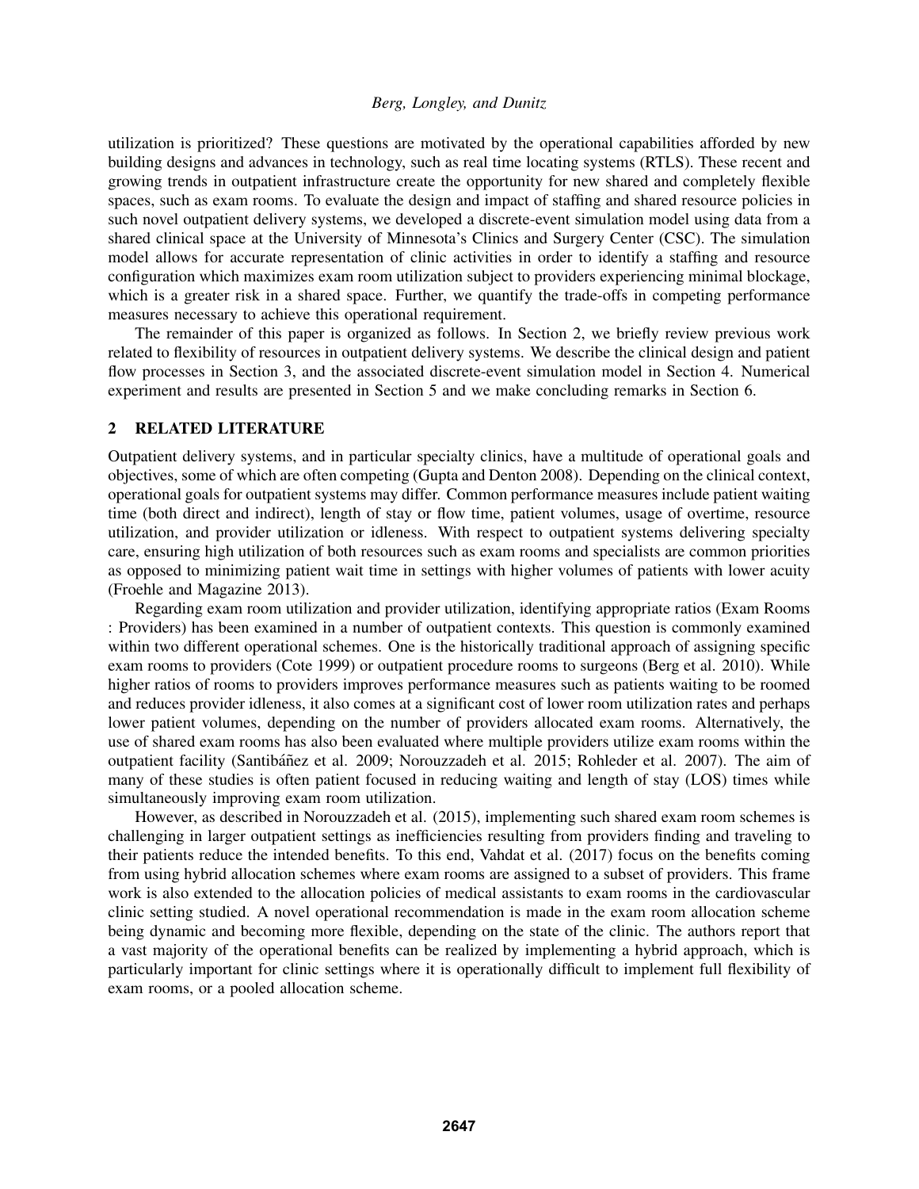utilization is prioritized? These questions are motivated by the operational capabilities afforded by new building designs and advances in technology, such as real time locating systems (RTLS). These recent and growing trends in outpatient infrastructure create the opportunity for new shared and completely flexible spaces, such as exam rooms. To evaluate the design and impact of staffing and shared resource policies in such novel outpatient delivery systems, we developed a discrete-event simulation model using data from a shared clinical space at the University of Minnesota's Clinics and Surgery Center (CSC). The simulation model allows for accurate representation of clinic activities in order to identify a staffing and resource configuration which maximizes exam room utilization subject to providers experiencing minimal blockage, which is a greater risk in a shared space. Further, we quantify the trade-offs in competing performance measures necessary to achieve this operational requirement.

The remainder of this paper is organized as follows. In Section 2, we briefly review previous work related to flexibility of resources in outpatient delivery systems. We describe the clinical design and patient flow processes in Section 3, and the associated discrete-event simulation model in Section 4. Numerical experiment and results are presented in Section 5 and we make concluding remarks in Section 6.

## 2 RELATED LITERATURE

Outpatient delivery systems, and in particular specialty clinics, have a multitude of operational goals and objectives, some of which are often competing (Gupta and Denton 2008). Depending on the clinical context, operational goals for outpatient systems may differ. Common performance measures include patient waiting time (both direct and indirect), length of stay or flow time, patient volumes, usage of overtime, resource utilization, and provider utilization or idleness. With respect to outpatient systems delivering specialty care, ensuring high utilization of both resources such as exam rooms and specialists are common priorities as opposed to minimizing patient wait time in settings with higher volumes of patients with lower acuity (Froehle and Magazine 2013).

Regarding exam room utilization and provider utilization, identifying appropriate ratios (Exam Rooms : Providers) has been examined in a number of outpatient contexts. This question is commonly examined within two different operational schemes. One is the historically traditional approach of assigning specific exam rooms to providers (Cote 1999) or outpatient procedure rooms to surgeons (Berg et al. 2010). While higher ratios of rooms to providers improves performance measures such as patients waiting to be roomed and reduces provider idleness, it also comes at a significant cost of lower room utilization rates and perhaps lower patient volumes, depending on the number of providers allocated exam rooms. Alternatively, the use of shared exam rooms has also been evaluated where multiple providers utilize exam rooms within the outpatient facility (Santibáñez et al. 2009; Norouzzadeh et al. 2015; Rohleder et al. 2007). The aim of many of these studies is often patient focused in reducing waiting and length of stay (LOS) times while simultaneously improving exam room utilization.

However, as described in Norouzzadeh et al. (2015), implementing such shared exam room schemes is challenging in larger outpatient settings as inefficiencies resulting from providers finding and traveling to their patients reduce the intended benefits. To this end, Vahdat et al. (2017) focus on the benefits coming from using hybrid allocation schemes where exam rooms are assigned to a subset of providers. This frame work is also extended to the allocation policies of medical assistants to exam rooms in the cardiovascular clinic setting studied. A novel operational recommendation is made in the exam room allocation scheme being dynamic and becoming more flexible, depending on the state of the clinic. The authors report that a vast majority of the operational benefits can be realized by implementing a hybrid approach, which is particularly important for clinic settings where it is operationally difficult to implement full flexibility of exam rooms, or a pooled allocation scheme.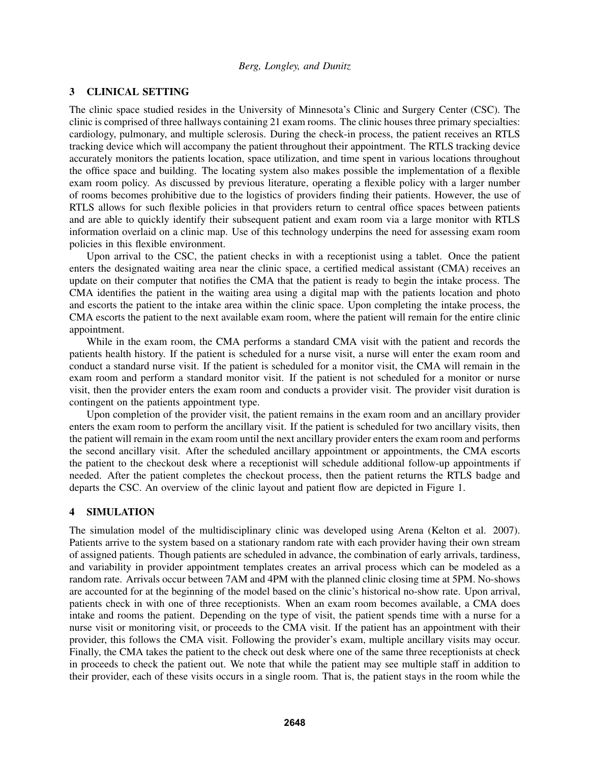## 3 CLINICAL SETTING

The clinic space studied resides in the University of Minnesota's Clinic and Surgery Center (CSC). The clinic is comprised of three hallways containing 21 exam rooms. The clinic houses three primary specialties: cardiology, pulmonary, and multiple sclerosis. During the check-in process, the patient receives an RTLS tracking device which will accompany the patient throughout their appointment. The RTLS tracking device accurately monitors the patients location, space utilization, and time spent in various locations throughout the office space and building. The locating system also makes possible the implementation of a flexible exam room policy. As discussed by previous literature, operating a flexible policy with a larger number of rooms becomes prohibitive due to the logistics of providers finding their patients. However, the use of RTLS allows for such flexible policies in that providers return to central office spaces between patients and are able to quickly identify their subsequent patient and exam room via a large monitor with RTLS information overlaid on a clinic map. Use of this technology underpins the need for assessing exam room policies in this flexible environment.

Upon arrival to the CSC, the patient checks in with a receptionist using a tablet. Once the patient enters the designated waiting area near the clinic space, a certified medical assistant (CMA) receives an update on their computer that notifies the CMA that the patient is ready to begin the intake process. The CMA identifies the patient in the waiting area using a digital map with the patients location and photo and escorts the patient to the intake area within the clinic space. Upon completing the intake process, the CMA escorts the patient to the next available exam room, where the patient will remain for the entire clinic appointment.

While in the exam room, the CMA performs a standard CMA visit with the patient and records the patients health history. If the patient is scheduled for a nurse visit, a nurse will enter the exam room and conduct a standard nurse visit. If the patient is scheduled for a monitor visit, the CMA will remain in the exam room and perform a standard monitor visit. If the patient is not scheduled for a monitor or nurse visit, then the provider enters the exam room and conducts a provider visit. The provider visit duration is contingent on the patients appointment type.

Upon completion of the provider visit, the patient remains in the exam room and an ancillary provider enters the exam room to perform the ancillary visit. If the patient is scheduled for two ancillary visits, then the patient will remain in the exam room until the next ancillary provider enters the exam room and performs the second ancillary visit. After the scheduled ancillary appointment or appointments, the CMA escorts the patient to the checkout desk where a receptionist will schedule additional follow-up appointments if needed. After the patient completes the checkout process, then the patient returns the RTLS badge and departs the CSC. An overview of the clinic layout and patient flow are depicted in Figure 1.

## 4 SIMULATION

The simulation model of the multidisciplinary clinic was developed using Arena (Kelton et al. 2007). Patients arrive to the system based on a stationary random rate with each provider having their own stream of assigned patients. Though patients are scheduled in advance, the combination of early arrivals, tardiness, and variability in provider appointment templates creates an arrival process which can be modeled as a random rate. Arrivals occur between 7AM and 4PM with the planned clinic closing time at 5PM. No-shows are accounted for at the beginning of the model based on the clinic's historical no-show rate. Upon arrival, patients check in with one of three receptionists. When an exam room becomes available, a CMA does intake and rooms the patient. Depending on the type of visit, the patient spends time with a nurse for a nurse visit or monitoring visit, or proceeds to the CMA visit. If the patient has an appointment with their provider, this follows the CMA visit. Following the provider's exam, multiple ancillary visits may occur. Finally, the CMA takes the patient to the check out desk where one of the same three receptionists at check in proceeds to check the patient out. We note that while the patient may see multiple staff in addition to their provider, each of these visits occurs in a single room. That is, the patient stays in the room while the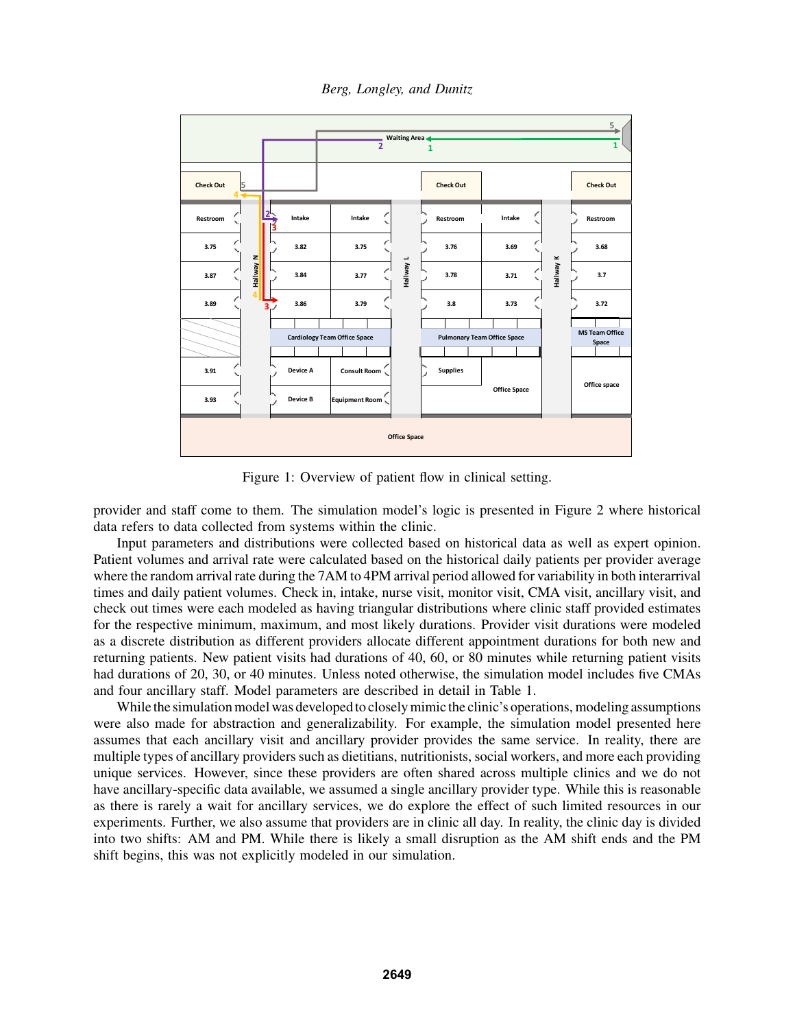Figure 1: Overview of patient flow in clinical setting.

provider and staff come to them. The simulation model's logic is presented in Figure 2 where historical data refers to data collected from systems within the clinic.

Input parameters and distributions were collected based on historical data as well as expert opinion. Patient volumes and arrival rate were calculated based on the historical daily patients per provider average where the random arrival rate during the 7AM to 4PM arrival period allowed for variability in both interarrival times and daily patient volumes. Check in, intake, nurse visit, monitor visit, CMA visit, ancillary visit, and check out times were each modeled as having triangular distributions where clinic staff provided estimates for the respective minimum, maximum, and most likely durations. Provider visit durations were modeled as a discrete distribution as different providers allocate different appointment durations for both new and returning patients. New patient visits had durations of 40, 60, or 80 minutes while returning patient visits had durations of 20, 30, or 40 minutes. Unless noted otherwise, the simulation model includes five CMAs and four ancillary staff. Model parameters are described in detail in Table 1.

While the simulation model was developed to closely mimic the clinic's operations, modeling assumptions were also made for abstraction and generalizability. For example, the simulation model presented here assumes that each ancillary visit and ancillary provider provides the same service. In reality, there are multiple types of ancillary providers such as dietitians, nutritionists, social workers, and more each providing unique services. However, since these providers are often shared across multiple clinics and we do not have ancillary-specific data available, we assumed a single ancillary provider type. While this is reasonable as there is rarely a wait for ancillary services, we do explore the effect of such limited resources in our experiments. Further, we also assume that providers are in clinic all day. In reality, the clinic day is divided into two shifts: AM and PM. While there is likely a small disruption as the AM shift ends and the PM shift begins, this was not explicitly modeled in our simulation.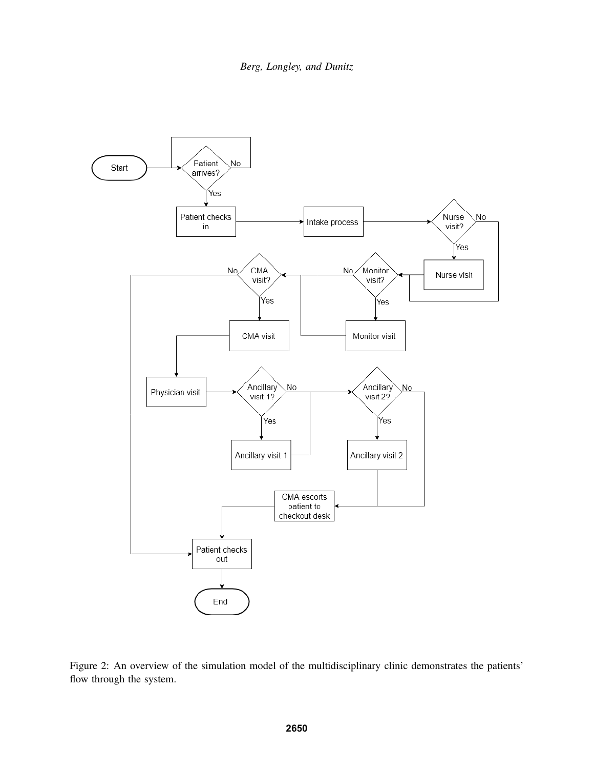Figure 2: An overview of the simulation model of the multidisciplinary clinic demonstrates the patients' flow through the system.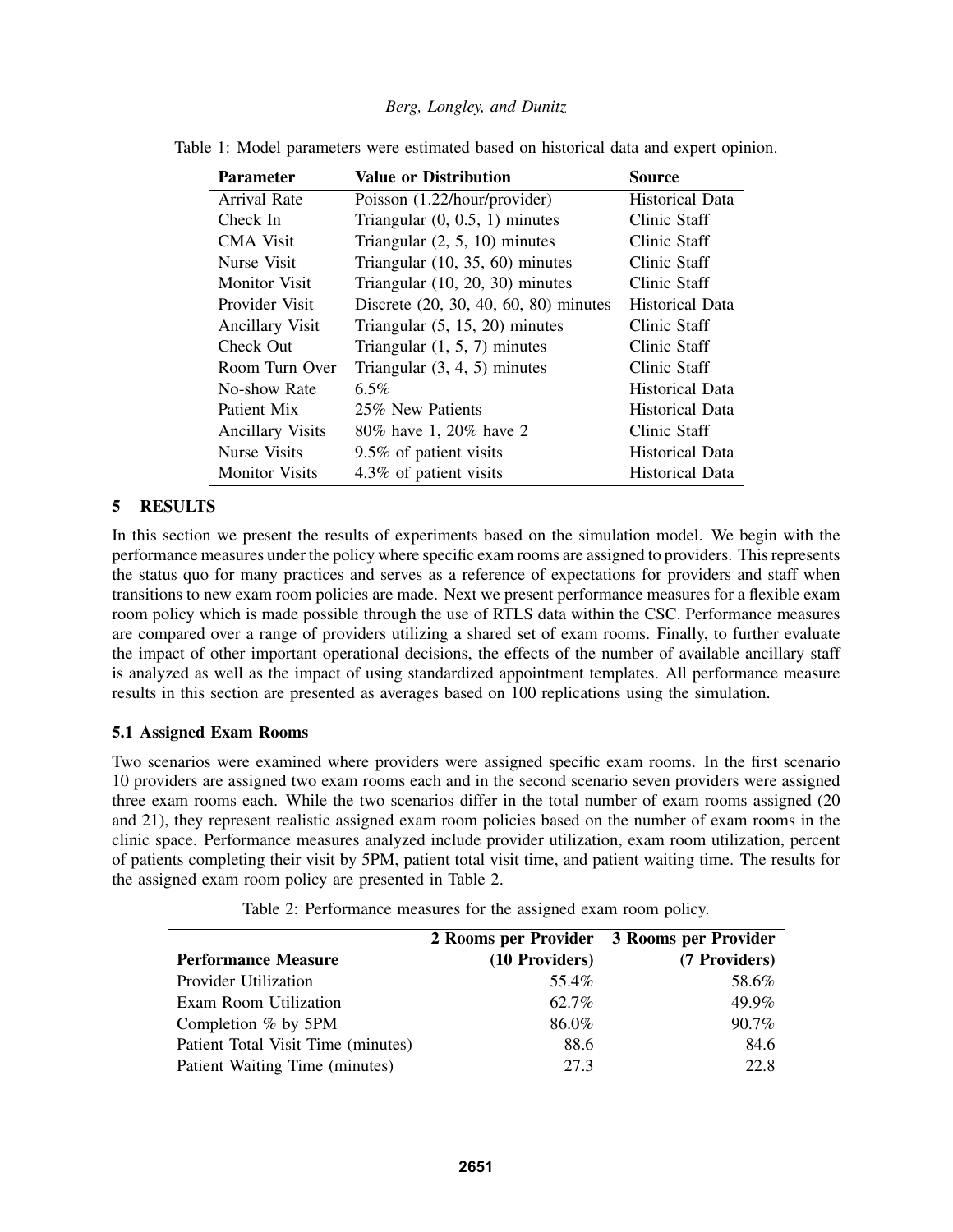Table 1: Model parameters were estimated based on historical data and expert opinion.

| Parameter | Value or Distribution | Source |
|---|---|---|
| Arrival Rate | Poisson (1.22/hour/provider) | Historical Data |
| Check In | Triangular (0, 0.5, 1) minutes | Clinic Staff |
| CMA Visit | Triangular (2, 5, 10) minutes | Clinic Staff |
| Nurse Visit | Triangular (10, 35, 60) minutes | Clinic Staff |
| Monitor Visit | Triangular (10, 20, 30) minutes | Clinic Staff |
| Provider Visit | Discrete (20, 30, 40, 60, 80) minutes | Historical Data |
| Ancillary Visit | Triangular (5, 15, 20) minutes | Clinic Staff |
| Check Out | Triangular (1, 5, 7) minutes | Clinic Staff |
| Room Turn Over | Triangular (3, 4, 5) minutes | Clinic Staff |
| No-show Rate | 6.5% | Historical Data |
| Patient Mix | 25% New Patients | Historical Data |
| Ancillary Visits | 80% have 1, 20% have 2 | Clinic Staff |
| Nurse Visits | 9.5% of patient visits | Historical Data |
| Monitor Visits | 4.3% of patient visits | Historical Data |

## 5 RESULTS

In this section we present the results of experiments based on the simulation model. We begin with the performance measures under the policy where specific exam rooms are assigned to providers. This represents the status quo for many practices and serves as a reference of expectations for providers and staff when transitions to new exam room policies are made. Next we present performance measures for a flexible exam room policy which is made possible through the use of RTLS data within the CSC. Performance measures are compared over a range of providers utilizing a shared set of exam rooms. Finally, to further evaluate the impact of other important operational decisions, the effects of the number of available ancillary staff is analyzed as well as the impact of using standardized appointment templates. All performance measure results in this section are presented as averages based on 100 replications using the simulation.

### 5.1 Assigned Exam Rooms

Two scenarios were examined where providers were assigned specific exam rooms. In the first scenario 10 providers are assigned two exam rooms each and in the second scenario seven providers were assigned three exam rooms each. While the two scenarios differ in the total number of exam rooms assigned (20 and 21), they represent realistic assigned exam room policies based on the number of exam rooms in the clinic space. Performance measures analyzed include provider utilization, exam room utilization, percent of patients completing their visit by 5PM, patient total visit time, and patient waiting time. The results for the assigned exam room policy are presented in Table 2.

Table 2: Performance measures for the assigned exam room policy.

| Performance Measure | 2 Rooms per Provider (10 Providers) | 3 Rooms per Provider (7 Providers) |
|---|---|---|
| Provider Utilization | 55.4% | 58.6% |
| Exam Room Utilization | 62.7% | 49.9% |
| Completion % by 5PM | 86.0% | 90.7% |
| Patient Total Visit Time (minutes) | 88.6 | 84.6 |
| Patient Waiting Time (minutes) | 27.3 | 22.8 |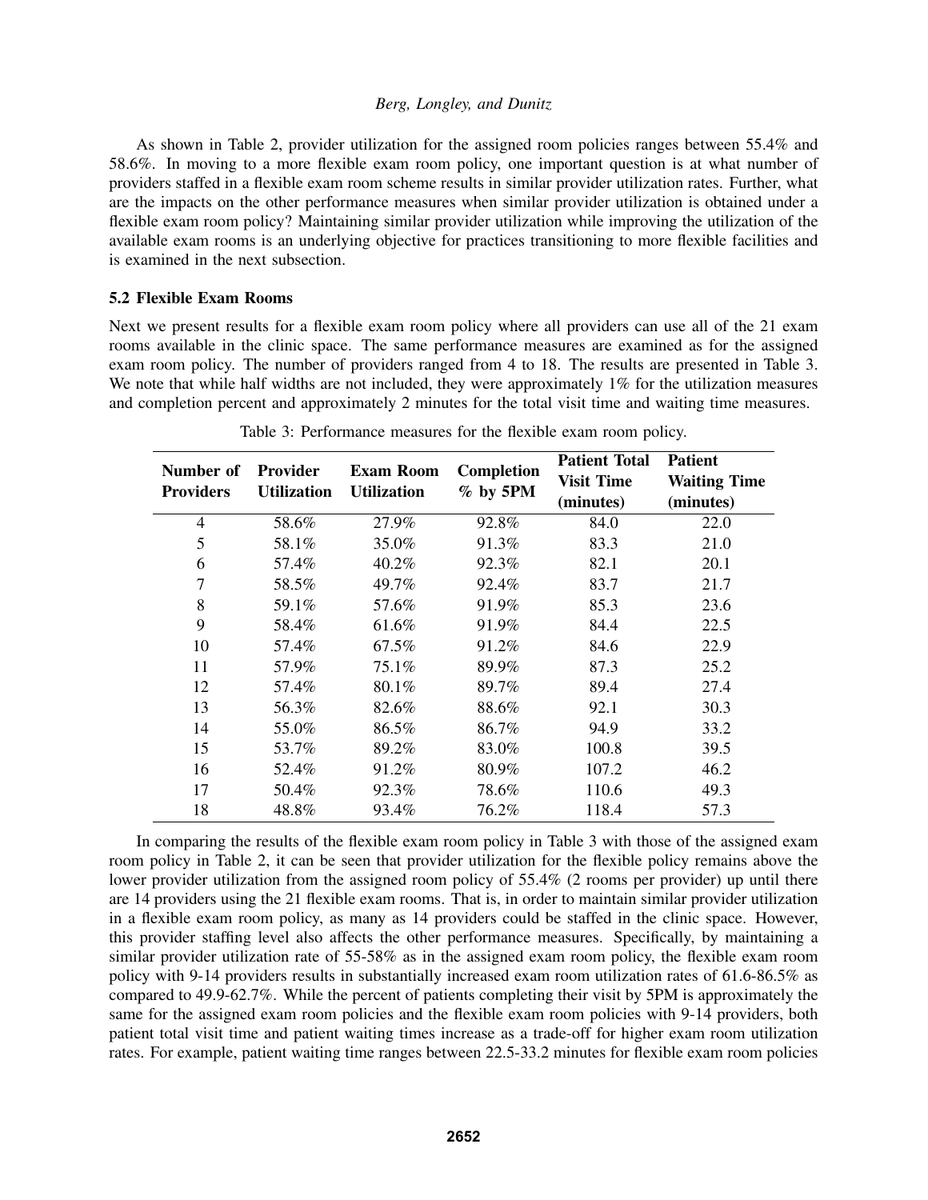As shown in Table 2, provider utilization for the assigned room policies ranges between 55.4% and 58.6%. In moving to a more flexible exam room policy, one important question is at what number of providers staffed in a flexible exam room scheme results in similar provider utilization rates. Further, what are the impacts on the other performance measures when similar provider utilization is obtained under a flexible exam room policy? Maintaining similar provider utilization while improving the utilization of the available exam rooms is an underlying objective for practices transitioning to more flexible facilities and is examined in the next subsection.

### 5.2 Flexible Exam Rooms

Next we present results for a flexible exam room policy where all providers can use all of the 21 exam rooms available in the clinic space. The same performance measures are examined as for the assigned exam room policy. The number of providers ranged from 4 to 18. The results are presented in Table 3. We note that while half widths are not included, they were approximately 1% for the utilization measures and completion percent and approximately 2 minutes for the total visit time and waiting time measures.

Table 3: Performance measures for the flexible exam room policy.

| Number of Providers | Provider Utilization | Exam Room Utilization | Completion % by 5PM | Patient Total Visit Time (minutes) | Patient Waiting Time (minutes) |
|---|---|---|---|---|---|
| 4 | 58.6% | 27.9% | 92.8% | 84.0 | 22.0 |
| 5 | 58.1% | 35.0% | 91.3% | 83.3 | 21.0 |
| 6 | 57.4% | 40.2% | 92.3% | 82.1 | 20.1 |
| 7 | 58.5% | 49.7% | 92.4% | 83.7 | 21.7 |
| 8 | 59.1% | 57.6% | 91.9% | 85.3 | 23.6 |
| 9 | 58.4% | 61.6% | 91.9% | 84.4 | 22.5 |
| 10 | 57.4% | 67.5% | 91.2% | 84.6 | 22.9 |
| 11 | 57.9% | 75.1% | 89.9% | 87.3 | 25.2 |
| 12 | 57.4% | 80.1% | 89.7% | 89.4 | 27.4 |
| 13 | 56.3% | 82.6% | 88.6% | 92.1 | 30.3 |
| 14 | 55.0% | 86.5% | 86.7% | 94.9 | 33.2 |
| 15 | 53.7% | 89.2% | 83.0% | 100.8 | 39.5 |
| 16 | 52.4% | 91.2% | 80.9% | 107.2 | 46.2 |
| 17 | 50.4% | 92.3% | 78.6% | 110.6 | 49.3 |
| 18 | 48.8% | 93.4% | 76.2% | 118.4 | 57.3 |

In comparing the results of the flexible exam room policy in Table 3 with those of the assigned exam room policy in Table 2, it can be seen that provider utilization for the flexible policy remains above the lower provider utilization from the assigned room policy of 55.4% (2 rooms per provider) up until there are 14 providers using the 21 flexible exam rooms. That is, in order to maintain similar provider utilization in a flexible exam room policy, as many as 14 providers could be staffed in the clinic space. However, this provider staffing level also affects the other performance measures. Specifically, by maintaining a similar provider utilization rate of 55-58% as in the assigned exam room policy, the flexible exam room policy with 9-14 providers results in substantially increased exam room utilization rates of 61.6-86.5% as compared to 49.9-62.7%. While the percent of patients completing their visit by 5PM is approximately the same for the assigned exam room policies and the flexible exam room policies with 9-14 providers, both patient total visit time and patient waiting times increase as a trade-off for higher exam room utilization rates. For example, patient waiting time ranges between 22.5-33.2 minutes for flexible exam room policies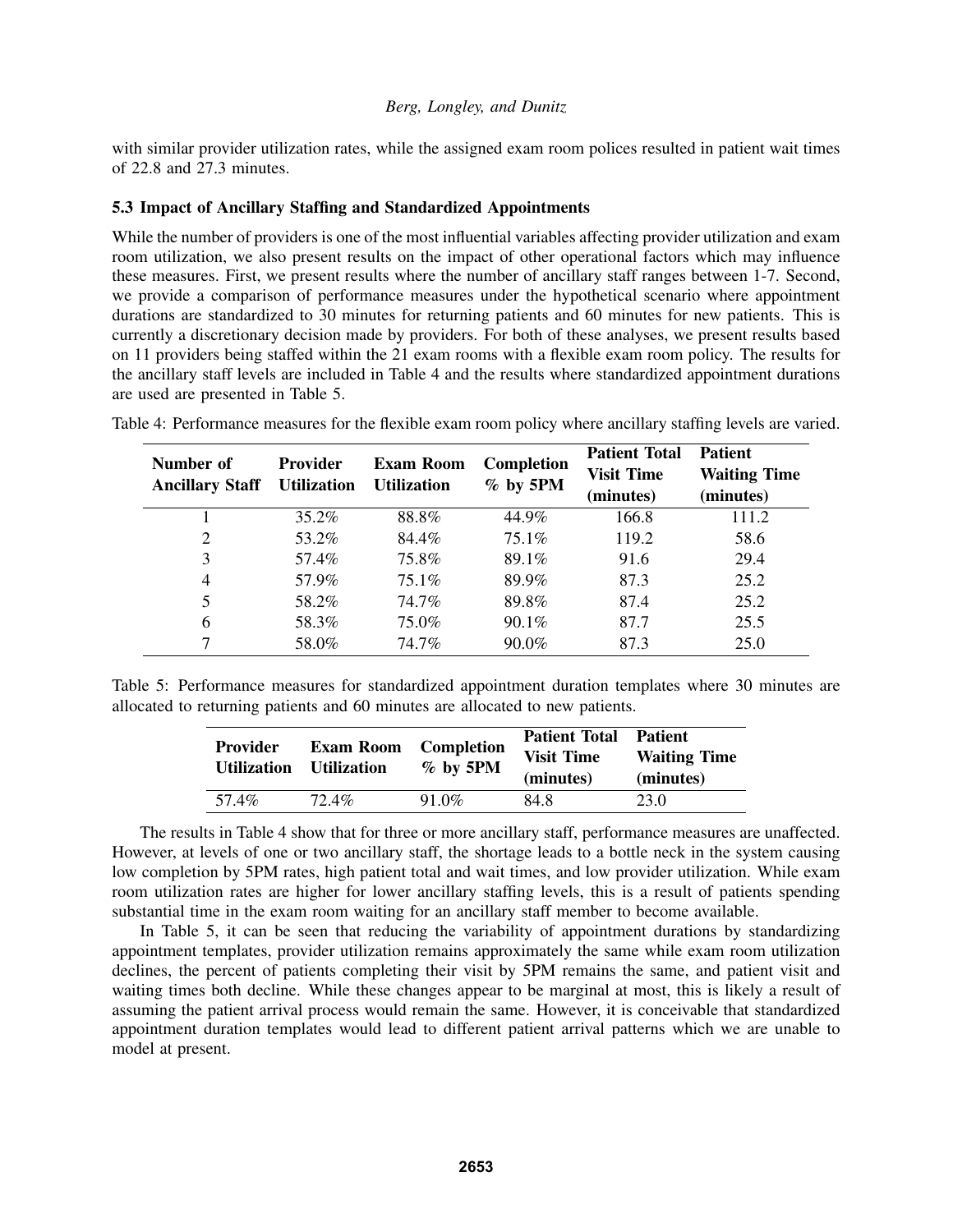with similar provider utilization rates, while the assigned exam room polices resulted in patient wait times of 22.8 and 27.3 minutes.

### 5.3 Impact of Ancillary Staffing and Standardized Appointments

While the number of providers is one of the most influential variables affecting provider utilization and exam room utilization, we also present results on the impact of other operational factors which may influence these measures. First, we present results where the number of ancillary staff ranges between 1-7. Second, we provide a comparison of performance measures under the hypothetical scenario where appointment durations are standardized to 30 minutes for returning patients and 60 minutes for new patients. This is currently a discretionary decision made by providers. For both of these analyses, we present results based on 11 providers being staffed within the 21 exam rooms with a flexible exam room policy. The results for the ancillary staff levels are included in Table 4 and the results where standardized appointment durations are used are presented in Table 5.

Table 4: Performance measures for the flexible exam room policy where ancillary staffing levels are varied.

| Number of Ancillary Staff | Provider Utilization | Exam Room Utilization | Completion % by 5PM | Patient Total Visit Time (minutes) | Patient Waiting Time (minutes) |
|---|---|---|---|---|---|
| 1 | 35.2% | 88.8% | 44.9% | 166.8 | 111.2 |
| 2 | 53.2% | 84.4% | 75.1% | 119.2 | 58.6 |
| 3 | 57.4% | 75.8% | 89.1% | 91.6 | 29.4 |
| 4 | 57.9% | 75.1% | 89.9% | 87.3 | 25.2 |
| 5 | 58.2% | 74.7% | 89.8% | 87.4 | 25.2 |
| 6 | 58.3% | 75.0% | 90.1% | 87.7 | 25.5 |
| 7 | 58.0% | 74.7% | 90.0% | 87.3 | 25.0 |

Table 5: Performance measures for standardized appointment duration templates where 30 minutes are allocated to returning patients and 60 minutes are allocated to new patients.

| Provider Utilization | Exam Room Utilization | Completion % by 5PM | Patient Total Visit Time (minutes) | Patient Waiting Time (minutes) |
|---|---|---|---|---|
| 57.4% | 72.4% | 91.0% | 84.8 | 23.0 |

The results in Table 4 show that for three or more ancillary staff, performance measures are unaffected. However, at levels of one or two ancillary staff, the shortage leads to a bottle neck in the system causing low completion by 5PM rates, high patient total and wait times, and low provider utilization. While exam room utilization rates are higher for lower ancillary staffing levels, this is a result of patients spending substantial time in the exam room waiting for an ancillary staff member to become available.

In Table 5, it can be seen that reducing the variability of appointment durations by standardizing appointment templates, provider utilization remains approximately the same while exam room utilization declines, the percent of patients completing their visit by 5PM remains the same, and patient visit and waiting times both decline. While these changes appear to be marginal at most, this is likely a result of assuming the patient arrival process would remain the same. However, it is conceivable that standardized appointment duration templates would lead to different patient arrival patterns which we are unable to model at present.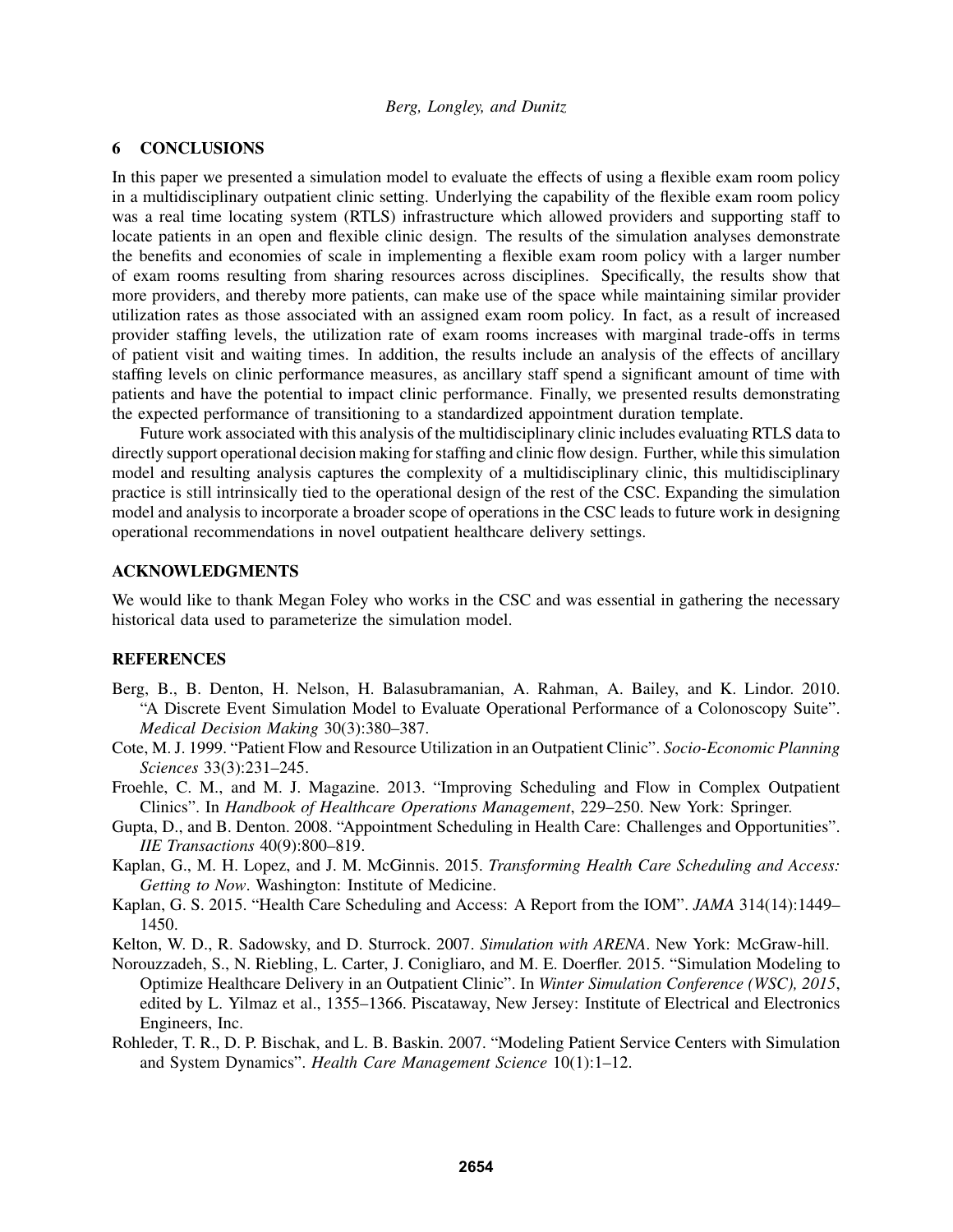## 6 CONCLUSIONS

In this paper we presented a simulation model to evaluate the effects of using a flexible exam room policy in a multidisciplinary outpatient clinic setting. Underlying the capability of the flexible exam room policy was a real time locating system (RTLS) infrastructure which allowed providers and supporting staff to locate patients in an open and flexible clinic design. The results of the simulation analyses demonstrate the benefits and economies of scale in implementing a flexible exam room policy with a larger number of exam rooms resulting from sharing resources across disciplines. Specifically, the results show that more providers, and thereby more patients, can make use of the space while maintaining similar provider utilization rates as those associated with an assigned exam room policy. In fact, as a result of increased provider staffing levels, the utilization rate of exam rooms increases with marginal trade-offs in terms of patient visit and waiting times. In addition, the results include an analysis of the effects of ancillary staffing levels on clinic performance measures, as ancillary staff spend a significant amount of time with patients and have the potential to impact clinic performance. Finally, we presented results demonstrating the expected performance of transitioning to a standardized appointment duration template.

Future work associated with this analysis of the multidisciplinary clinic includes evaluating RTLS data to directly support operational decision making for staffing and clinic flow design. Further, while this simulation model and resulting analysis captures the complexity of a multidisciplinary clinic, this multidisciplinary practice is still intrinsically tied to the operational design of the rest of the CSC. Expanding the simulation model and analysis to incorporate a broader scope of operations in the CSC leads to future work in designing operational recommendations in novel outpatient healthcare delivery settings.

## ACKNOWLEDGMENTS

We would like to thank Megan Foley who works in the CSC and was essential in gathering the necessary historical data used to parameterize the simulation model.

## REFERENCES

Berg, B., B. Denton, H. Nelson, H. Balasubramanian, A. Rahman, A. Bailey, and K. Lindor. 2010. "A Discrete Event Simulation Model to Evaluate Operational Performance of a Colonoscopy Suite". *Medical Decision Making* 30(3):380–387.

Cote, M. J. 1999. "Patient Flow and Resource Utilization in an Outpatient Clinic". *Socio-Economic Planning Sciences* 33(3):231–245.

Froehle, C. M., and M. J. Magazine. 2013. "Improving Scheduling and Flow in Complex Outpatient Clinics". In *Handbook of Healthcare Operations Management*, 229–250. New York: Springer.

Gupta, D., and B. Denton. 2008. "Appointment Scheduling in Health Care: Challenges and Opportunities". *IIE Transactions* 40(9):800–819.

Kaplan, G., M. H. Lopez, and J. M. McGinnis. 2015. *Transforming Health Care Scheduling and Access: Getting to Now*. Washington: Institute of Medicine.

Kaplan, G. S. 2015. "Health Care Scheduling and Access: A Report from the IOM". *JAMA* 314(14):1449–1450.

Kelton, W. D., R. Sadowsky, and D. Sturrock. 2007. *Simulation with ARENA*. New York: McGraw-hill.

Norouzzadeh, S., N. Riebling, L. Carter, J. Conigliaro, and M. E. Doerfler. 2015. "Simulation Modeling to Optimize Healthcare Delivery in an Outpatient Clinic". In *Winter Simulation Conference (WSC), 2015*, edited by L. Yilmaz et al., 1355–1366. Piscataway, New Jersey: Institute of Electrical and Electronics Engineers, Inc.

Rohleder, T. R., D. P. Bischak, and L. B. Baskin. 2007. "Modeling Patient Service Centers with Simulation and System Dynamics". *Health Care Management Science* 10(1):1–12.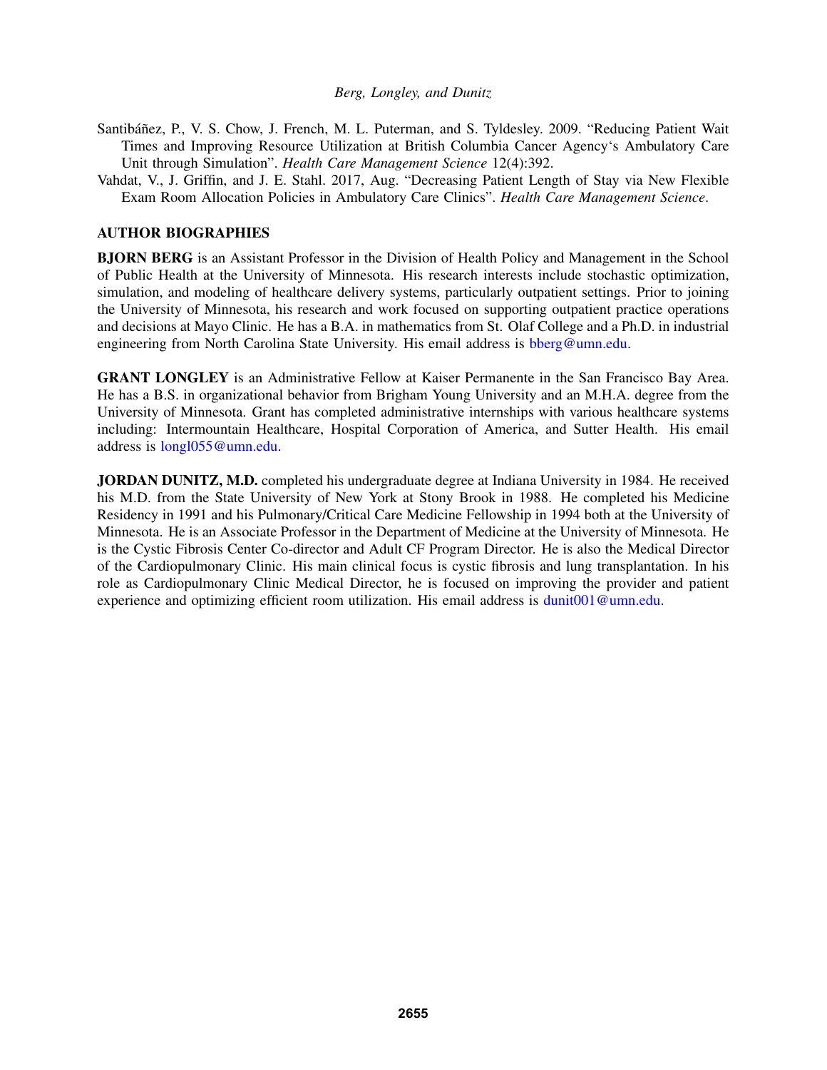Santibáñez, P., V. S. Chow, J. French, M. L. Puterman, and S. Tyldesley. 2009. "Reducing Patient Wait Times and Improving Resource Utilization at British Columbia Cancer Agency's Ambulatory Care Unit through Simulation". *Health Care Management Science* 12(4):392.

Vahdat, V., J. Griffin, and J. E. Stahl. 2017, Aug. "Decreasing Patient Length of Stay via New Flexible Exam Room Allocation Policies in Ambulatory Care Clinics". *Health Care Management Science*.

## AUTHOR BIOGRAPHIES

**BJORN BERG** is an Assistant Professor in the Division of Health Policy and Management in the School of Public Health at the University of Minnesota. His research interests include stochastic optimization, simulation, and modeling of healthcare delivery systems, particularly outpatient settings. Prior to joining the University of Minnesota, his research and work focused on supporting outpatient practice operations and decisions at Mayo Clinic. He has a B.A. in mathematics from St. Olaf College and a Ph.D. in industrial engineering from North Carolina State University. His email address is bberg@umn.edu.

**GRANT LONGLEY** is an Administrative Fellow at Kaiser Permanente in the San Francisco Bay Area. He has a B.S. in organizational behavior from Brigham Young University and an M.H.A. degree from the University of Minnesota. Grant has completed administrative internships with various healthcare systems including: Intermountain Healthcare, Hospital Corporation of America, and Sutter Health. His email address is longl055@umn.edu.

**JORDAN DUNITZ, M.D.** completed his undergraduate degree at Indiana University in 1984. He received his M.D. from the State University of New York at Stony Brook in 1988. He completed his Medicine Residency in 1991 and his Pulmonary/Critical Care Medicine Fellowship in 1994 both at the University of Minnesota. He is an Associate Professor in the Department of Medicine at the University of Minnesota. He is the Cystic Fibrosis Center Co-director and Adult CF Program Director. He is also the Medical Director of the Cardiopulmonary Clinic. His main clinical focus is cystic fibrosis and lung transplantation. In his role as Cardiopulmonary Clinic Medical Director, he is focused on improving the provider and patient experience and optimizing efficient room utilization. His email address is dunit001@umn.edu.